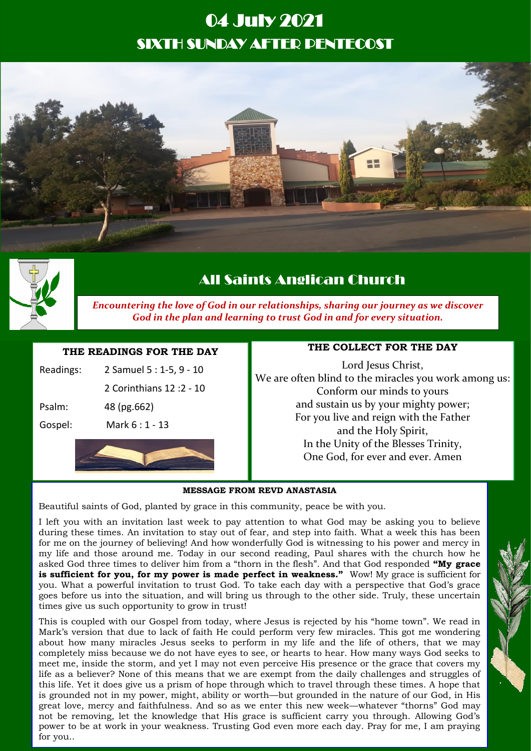# 04 July 2021

## SIXTH SUNDAY AFTER PENTECOST

## All Saints Anglican Church

*Encountering the love of God in our relationships, sharing our journey as we discover God in the plan and learning to trust God in and for every situation.*

### THE READINGS FOR THE DAY

| | |
|---|---|
| Readings: | 2 Samuel 5 : 1-5, 9 - 10 |
| | 2 Corinthians 12 :2 - 10 |
| Psalm: | 48 (pg.662) |
| Gospel: | Mark 6 : 1 - 13 |

### THE COLLECT FOR THE DAY

Lord Jesus Christ,
We are often blind to the miracles you work among us:
Conform our minds to yours
and sustain us by your mighty power;
For you live and reign with the Father
and the Holy Spirit,
In the Unity of the Blesses Trinity,
One God, for ever and ever. Amen

### MESSAGE FROM REVD ANASTASIA

Beautiful saints of God, planted by grace in this community, peace be with you.

I left you with an invitation last week to pay attention to what God may be asking you to believe during these times. An invitation to stay out of fear, and step into faith. What a week this has been for me on the journey of believing! And how wonderfully God is witnessing to his power and mercy in my life and those around me. Today in our second reading, Paul shares with the church how he asked God three times to deliver him from a "thorn in the flesh". And that God responded **"My grace is sufficient for you, for my power is made perfect in weakness."** Wow! My grace is sufficient for you. What a powerful invitation to trust God. To take each day with a perspective that God's grace goes before us into the situation, and will bring us through to the other side. Truly, these uncertain times give us such opportunity to grow in trust!

This is coupled with our Gospel from today, where Jesus is rejected by his "home town". We read in Mark's version that due to lack of faith He could perform very few miracles. This got me wondering about how many miracles Jesus seeks to perform in my life and the life of others, that we may completely miss because we do not have eyes to see, or hearts to hear. How many ways God seeks to meet me, inside the storm, and yet I may not even perceive His presence or the grace that covers my life as a believer? None of this means that we are exempt from the daily challenges and struggles of this life. Yet it does give us a prism of hope through which to travel through these times. A hope that is grounded not in my power, might, ability or worth—but grounded in the nature of our God, in His great love, mercy and faithfulness. And so as we enter this new week—whatever "thorns" God may not be removing, let the knowledge that His grace is sufficient carry you through. Allowing God's power to be at work in your weakness. Trusting God even more each day. Pray for me, I am praying for you..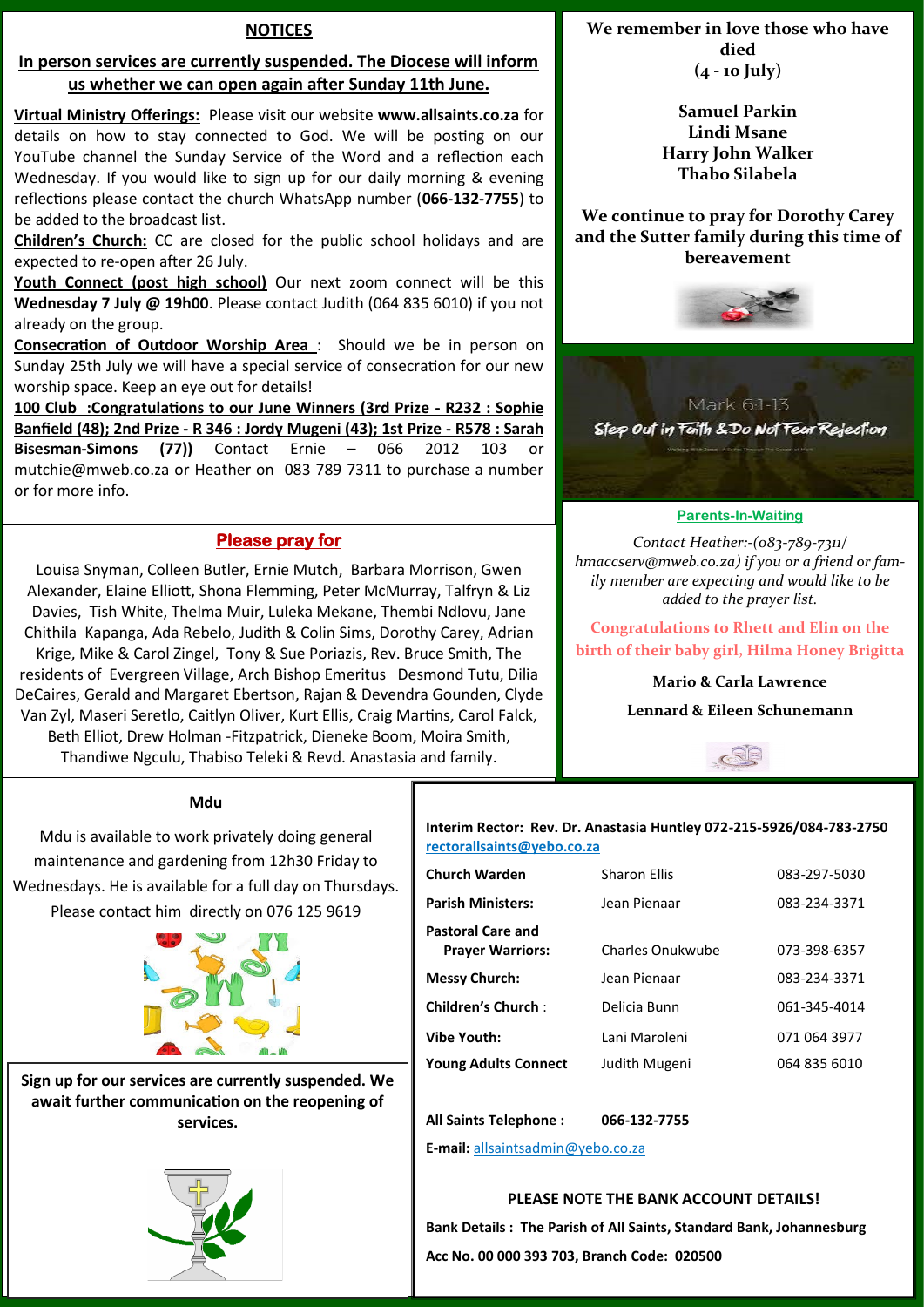## NOTICES

**In person services are currently suspended. The Diocese will inform us whether we can open again after Sunday 11th June.**

**Virtual Ministry Offerings:** Please visit our website **www.allsaints.co.za** for details on how to stay connected to God. We will be posting on our YouTube channel the Sunday Service of the Word and a reflection each Wednesday. If you would like to sign up for our daily morning & evening reflections please contact the church WhatsApp number (**066-132-7755**) to be added to the broadcast list.

**Children's Church:** CC are closed for the public school holidays and are expected to re-open after 26 July.

**Youth Connect (post high school)** Our next zoom connect will be this **Wednesday 7 July @ 19h00**. Please contact Judith (064 835 6010) if you not already on the group.

**Consecration of Outdoor Worship Area** : Should we be in person on Sunday 25th July we will have a special service of consecration for our new worship space. Keep an eye out for details!

**100 Club :Congratulations to our June Winners (3rd Prize - R232 : Sophie Banfield (48); 2nd Prize - R 346 : Jordy Mugeni (43); 1st Prize - R578 : Sarah Bisesman-Simons (77))** Contact Ernie – 066 2012 103 or mutchie@mweb.co.za or Heather on 083 789 7311 to purchase a number or for more info.

## Please pray for

Louisa Snyman, Colleen Butler, Ernie Mutch, Barbara Morrison, Gwen Alexander, Elaine Elliott, Shona Flemming, Peter McMurray, Talfryn & Liz Davies, Tish White, Thelma Muir, Luleka Mekane, Thembi Ndlovu, Jane Chithila Kapanga, Ada Rebelo, Judith & Colin Sims, Dorothy Carey, Adrian Krige, Mike & Carol Zingel, Tony & Sue Poriazis, Rev. Bruce Smith, The residents of Evergreen Village, Arch Bishop Emeritus Desmond Tutu, Dilia DeCaires, Gerald and Margaret Ebertson, Rajan & Devendra Gounden, Clyde Van Zyl, Maseri Seretlo, Caitlyn Oliver, Kurt Ellis, Craig Martins, Carol Falck, Beth Elliot, Drew Holman -Fitzpatrick, Dieneke Boom, Moira Smith, Thandiwe Ngculu, Thabiso Teleki & Revd. Anastasia and family.

**We remember in love those who have died (4 - 10 July)**

**Samuel Parkin**
**Lindi Msane**
**Harry John Walker**
**Thabo Silabela**

**We continue to pray for Dorothy Carey and the Sutter family during this time of bereavement**

Mark 6:1-13
Step Out in Faith & Do Not Fear Rejection

### Parents-In-Waiting

*Contact Heather:-(083-789-7311/ hmaccserv@mweb.co.za) if you or a friend or family member are expecting and would like to be added to the prayer list.*

**Congratulations to Rhett and Elin on the birth of their baby girl, Hilma Honey Brigitta**

**Mario & Carla Lawrence**

**Lennard & Eileen Schunemann**

### Mdu

Mdu is available to work privately doing general maintenance and gardening from 12h30 Friday to Wednesdays. He is available for a full day on Thursdays. Please contact him directly on 076 125 9619

**Sign up for our services are currently suspended. We await further communication on the reopening of services.**

**Interim Rector: Rev. Dr. Anastasia Huntley 072-215-5926/084-783-2750**
rectorallsaints@yebo.co.za

| | | |
|---|---|---|
| **Church Warden** | Sharon Ellis | 083-297-5030 |
| **Parish Ministers:** | Jean Pienaar | 083-234-3371 |
| **Pastoral Care and Prayer Warriors:** | Charles Onukwube | 073-398-6357 |
| **Messy Church:** | Jean Pienaar | 083-234-3371 |
| **Children's Church** : | Delicia Bunn | 061-345-4014 |
| **Vibe Youth:** | Lani Maroleni | 071 064 3977 |
| **Young Adults Connect** | Judith Mugeni | 064 835 6010 |

**All Saints Telephone : 066-132-7755**

**E-mail:** allsaintsadmin@yebo.co.za

**PLEASE NOTE THE BANK ACCOUNT DETAILS!**

**Bank Details : The Parish of All Saints, Standard Bank, Johannesburg**

**Acc No. 00 000 393 703, Branch Code: 020500**